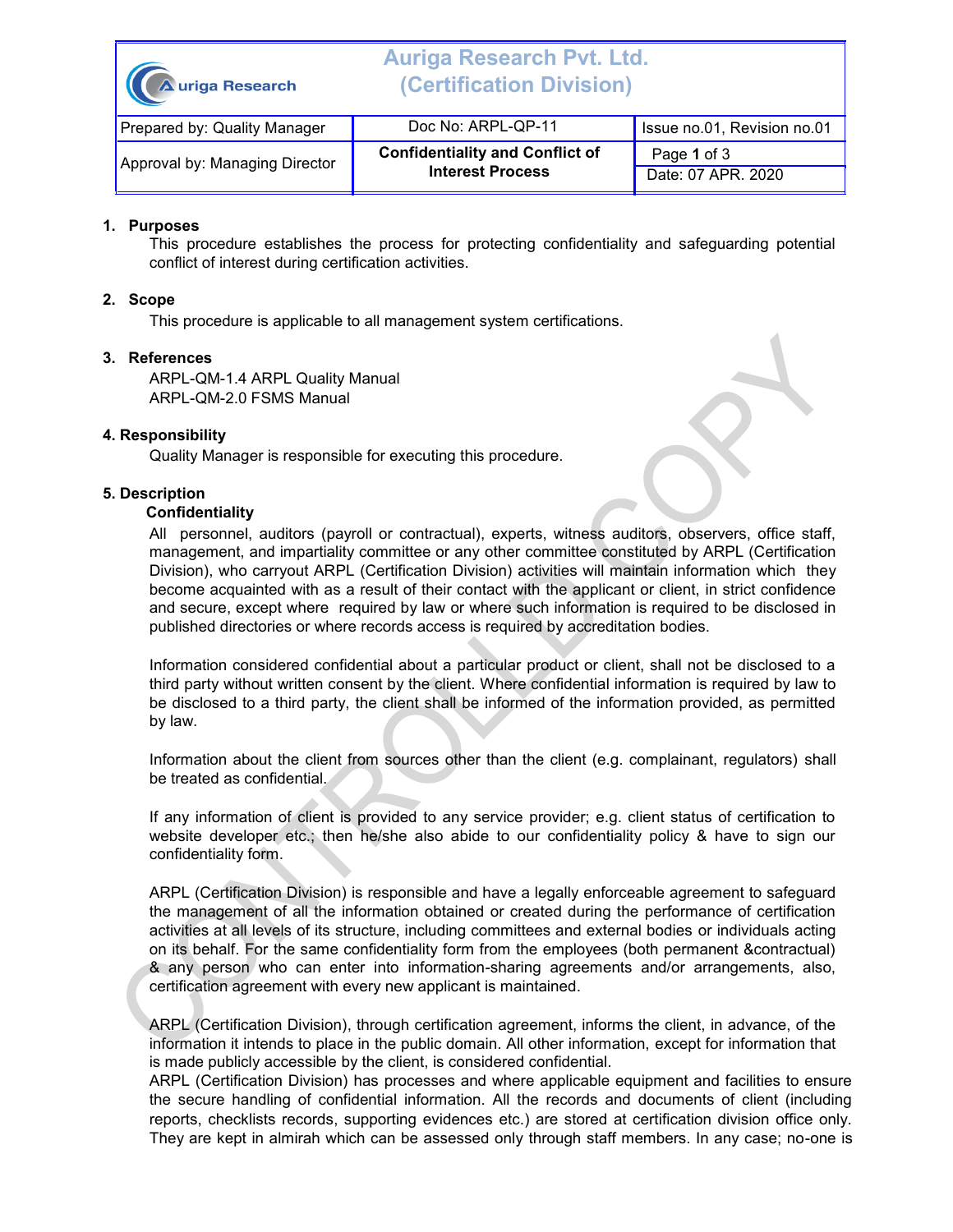| Auriga Research | Auriga Research Pvt. Ltd. (Certification Division) | |
|---|---|---|
| Prepared by: Quality Manager | Doc No: ARPL-QP-11 | Issue no.01, Revision no.01 |
| Approval by: Managing Director | **Confidentiality and Conflict of Interest Process** | Page **1** of 3<br>Date: 07 APR. 2020 |

## 1. Purposes

This procedure establishes the process for protecting confidentiality and safeguarding potential conflict of interest during certification activities.

## 2. Scope

This procedure is applicable to all management system certifications.

## 3. References

ARPL-QM-1.4 ARPL Quality Manual
ARPL-QM-2.0 FSMS Manual

## 4. Responsibility

Quality Manager is responsible for executing this procedure.

## 5. Description

### Confidentiality

All personnel, auditors (payroll or contractual), experts, witness auditors, observers, office staff, management, and impartiality committee or any other committee constituted by ARPL (Certification Division), who carryout ARPL (Certification Division) activities will maintain information which they become acquainted with as a result of their contact with the applicant or client, in strict confidence and secure, except where required by law or where such information is required to be disclosed in published directories or where records access is required by accreditation bodies.

Information considered confidential about a particular product or client, shall not be disclosed to a third party without written consent by the client. Where confidential information is required by law to be disclosed to a third party, the client shall be informed of the information provided, as permitted by law.

Information about the client from sources other than the client (e.g. complainant, regulators) shall be treated as confidential.

If any information of client is provided to any service provider; e.g. client status of certification to website developer etc.; then he/she also abide to our confidentiality policy & have to sign our confidentiality form.

ARPL (Certification Division) is responsible and have a legally enforceable agreement to safeguard the management of all the information obtained or created during the performance of certification activities at all levels of its structure, including committees and external bodies or individuals acting on its behalf. For the same confidentiality form from the employees (both permanent &contractual) & any person who can enter into information-sharing agreements and/or arrangements, also, certification agreement with every new applicant is maintained.

ARPL (Certification Division), through certification agreement, informs the client, in advance, of the information it intends to place in the public domain. All other information, except for information that is made publicly accessible by the client, is considered confidential.
ARPL (Certification Division) has processes and where applicable equipment and facilities to ensure the secure handling of confidential information. All the records and documents of client (including reports, checklists records, supporting evidences etc.) are stored at certification division office only. They are kept in almirah which can be assessed only through staff members. In any case; no-one is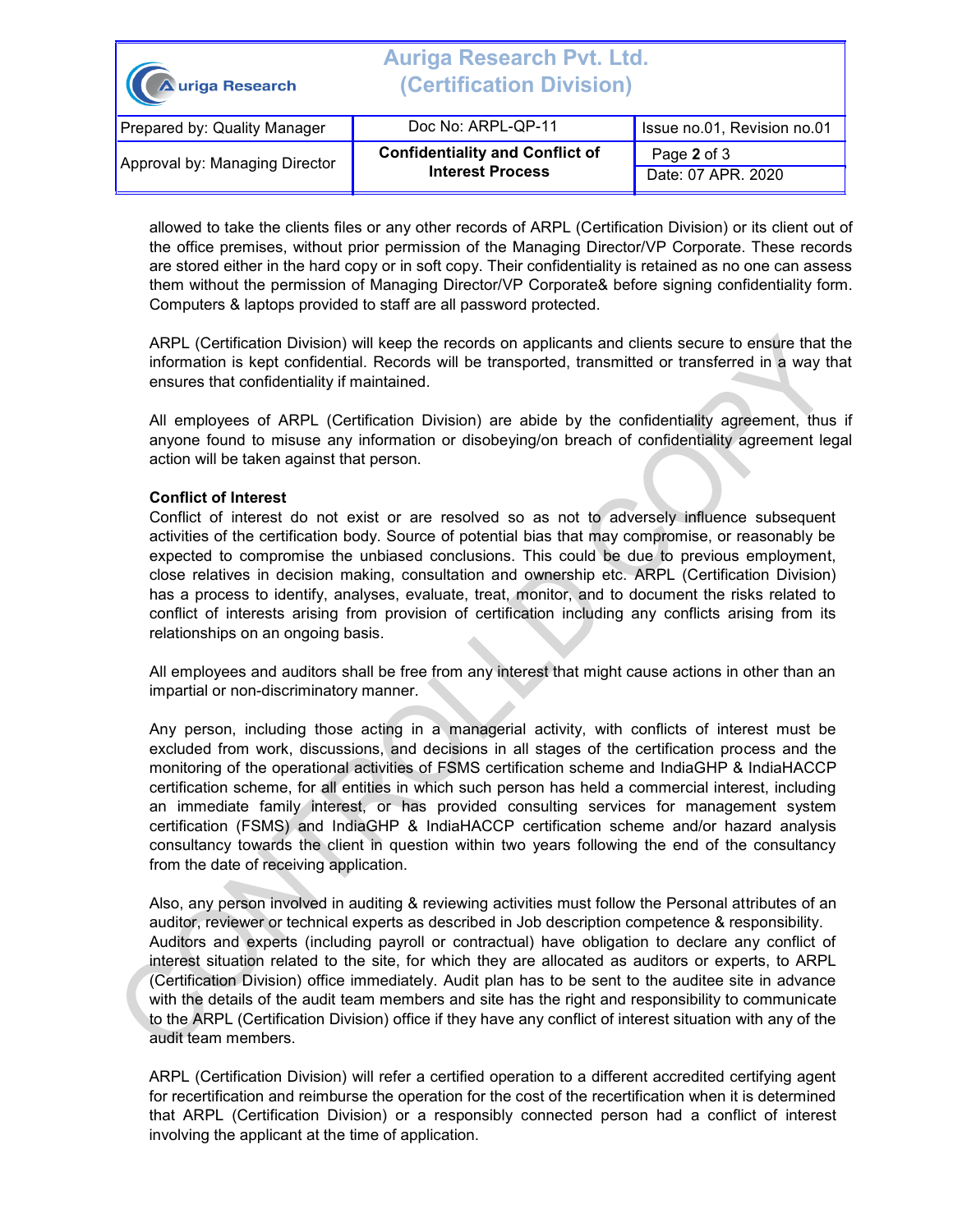allowed to take the clients files or any other records of ARPL (Certification Division) or its client out of the office premises, without prior permission of the Managing Director/VP Corporate. These records are stored either in the hard copy or in soft copy. Their confidentiality is retained as no one can assess them without the permission of Managing Director/VP Corporate& before signing confidentiality form. Computers & laptops provided to staff are all password protected.

ARPL (Certification Division) will keep the records on applicants and clients secure to ensure that the information is kept confidential. Records will be transported, transmitted or transferred in a way that ensures that confidentiality if maintained.

All employees of ARPL (Certification Division) are abide by the confidentiality agreement, thus if anyone found to misuse any information or disobeying/on breach of confidentiality agreement legal action will be taken against that person.

**Conflict of Interest**

Conflict of interest do not exist or are resolved so as not to adversely influence subsequent activities of the certification body. Source of potential bias that may compromise, or reasonably be expected to compromise the unbiased conclusions. This could be due to previous employment, close relatives in decision making, consultation and ownership etc. ARPL (Certification Division) has a process to identify, analyses, evaluate, treat, monitor, and to document the risks related to conflict of interests arising from provision of certification including any conflicts arising from its relationships on an ongoing basis.

All employees and auditors shall be free from any interest that might cause actions in other than an impartial or non-discriminatory manner.

Any person, including those acting in a managerial activity, with conflicts of interest must be excluded from work, discussions, and decisions in all stages of the certification process and the monitoring of the operational activities of FSMS certification scheme and IndiaGHP & IndiaHACCP certification scheme, for all entities in which such person has held a commercial interest, including an immediate family interest, or has provided consulting services for management system certification (FSMS) and IndiaGHP & IndiaHACCP certification scheme and/or hazard analysis consultancy towards the client in question within two years following the end of the consultancy from the date of receiving application.

Also, any person involved in auditing & reviewing activities must follow the Personal attributes of an auditor, reviewer or technical experts as described in Job description competence & responsibility. Auditors and experts (including payroll or contractual) have obligation to declare any conflict of interest situation related to the site, for which they are allocated as auditors or experts, to ARPL (Certification Division) office immediately. Audit plan has to be sent to the auditee site in advance with the details of the audit team members and site has the right and responsibility to communicate to the ARPL (Certification Division) office if they have any conflict of interest situation with any of the audit team members.

ARPL (Certification Division) will refer a certified operation to a different accredited certifying agent for recertification and reimburse the operation for the cost of the recertification when it is determined that ARPL (Certification Division) or a responsibly connected person had a conflict of interest involving the applicant at the time of application.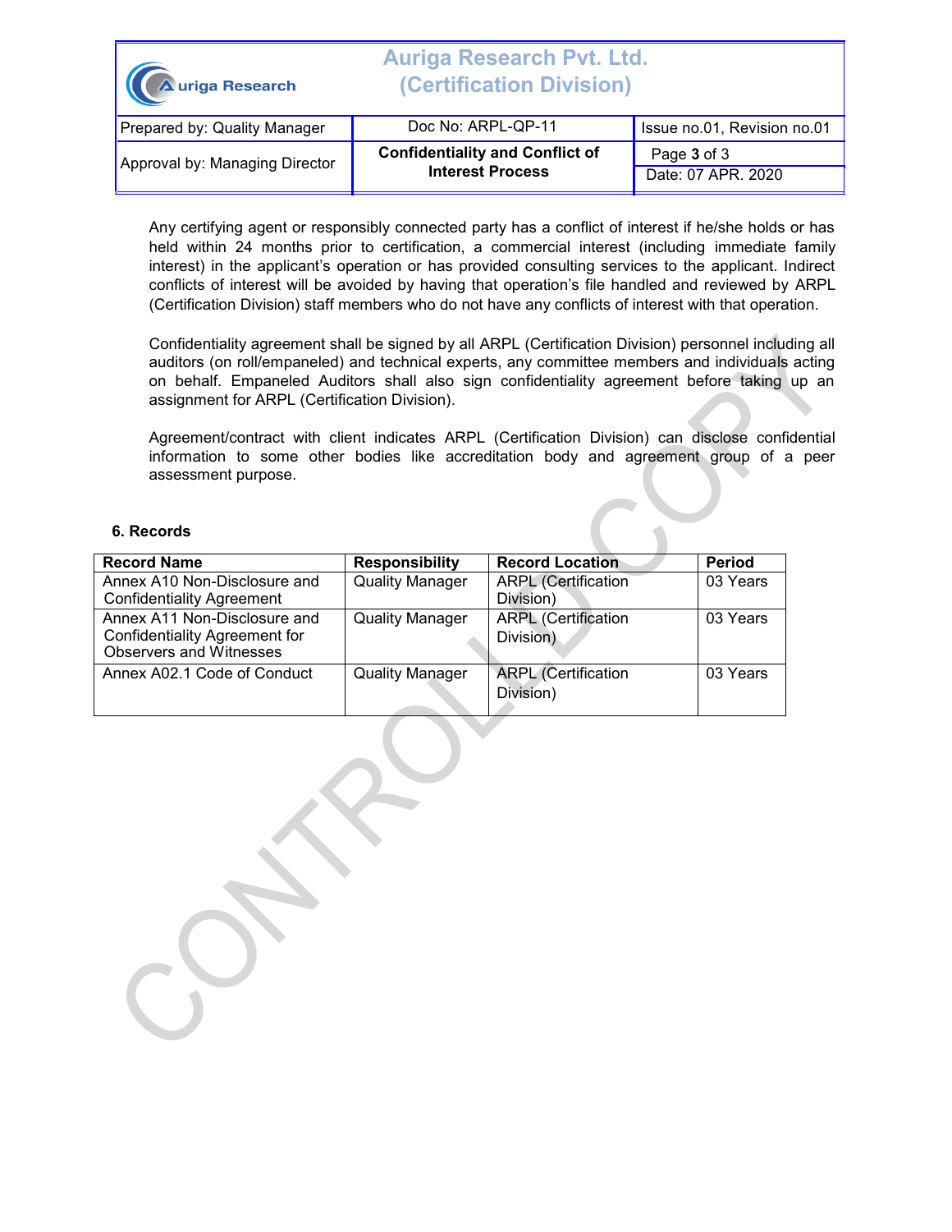Any certifying agent or responsibly connected party has a conflict of interest if he/she holds or has held within 24 months prior to certification, a commercial interest (including immediate family interest) in the applicant's operation or has provided consulting services to the applicant. Indirect conflicts of interest will be avoided by having that operation's file handled and reviewed by ARPL (Certification Division) staff members who do not have any conflicts of interest with that operation.

Confidentiality agreement shall be signed by all ARPL (Certification Division) personnel including all auditors (on roll/empaneled) and technical experts, any committee members and individuals acting on behalf. Empaneled Auditors shall also sign confidentiality agreement before taking up an assignment for ARPL (Certification Division).

Agreement/contract with client indicates ARPL (Certification Division) can disclose confidential information to some other bodies like accreditation body and agreement group of a peer assessment purpose.

**6. Records**

| Record Name | Responsibility | Record Location | Period |
|---|---|---|---|
| Annex A10 Non-Disclosure and Confidentiality Agreement | Quality Manager | ARPL (Certification Division) | 03 Years |
| Annex A11 Non-Disclosure and Confidentiality Agreement for Observers and Witnesses | Quality Manager | ARPL (Certification Division) | 03 Years |
| Annex A02.1 Code of Conduct | Quality Manager | ARPL (Certification Division) | 03 Years |